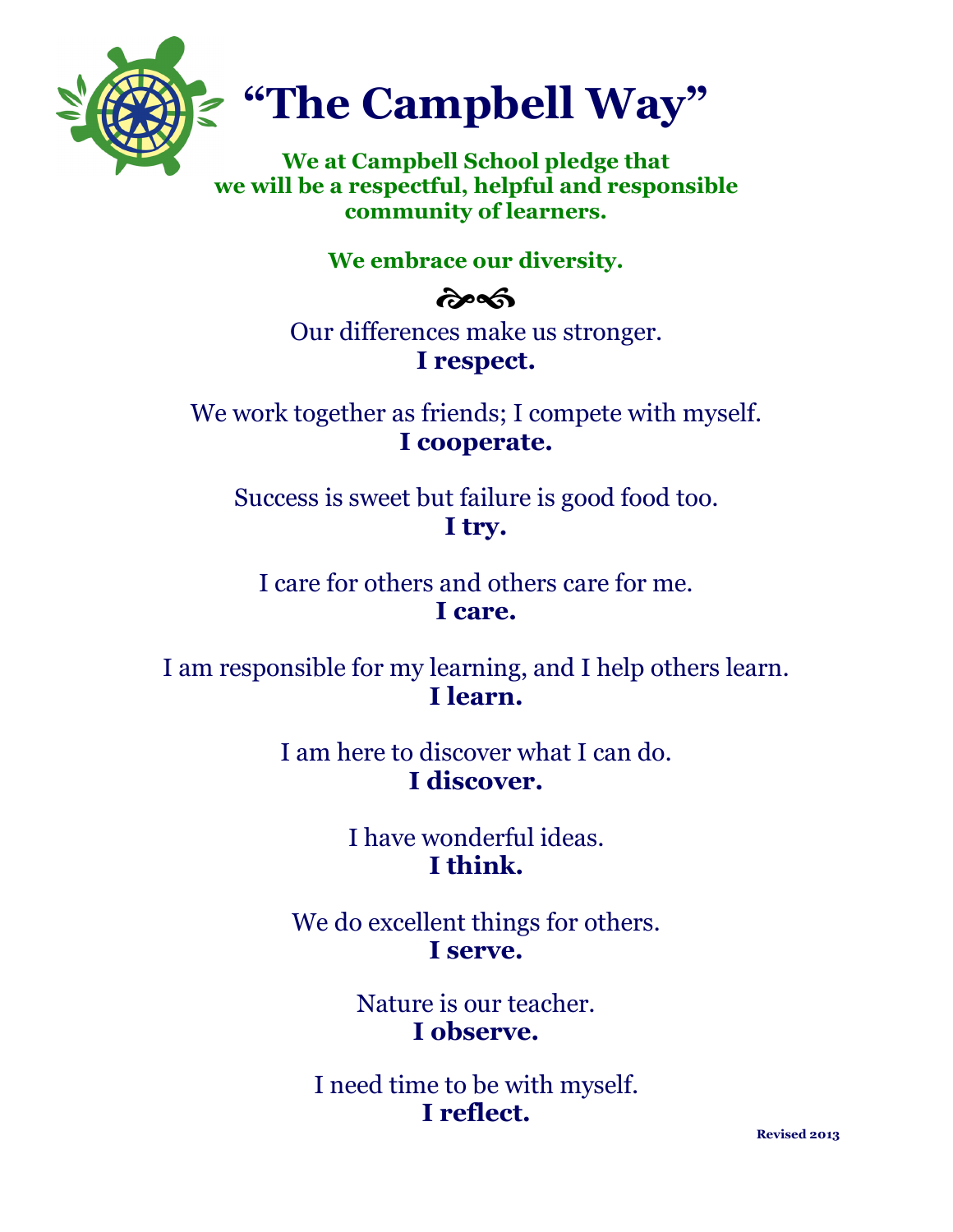# “The Campbell Way”

**We at Campbell School pledge that we will be a respectful, helpful and responsible community of learners.**

**We embrace our diversity.**

Our differences make us stronger.
**I respect.**

We work together as friends; I compete with myself.
**I cooperate.**

Success is sweet but failure is good food too.
**I try.**

I care for others and others care for me.
**I care.**

I am responsible for my learning, and I help others learn.
**I learn.**

I am here to discover what I can do.
**I discover.**

I have wonderful ideas.
**I think.**

We do excellent things for others.
**I serve.**

Nature is our teacher.
**I observe.**

I need time to be with myself.
**I reflect.**

**Revised 2013**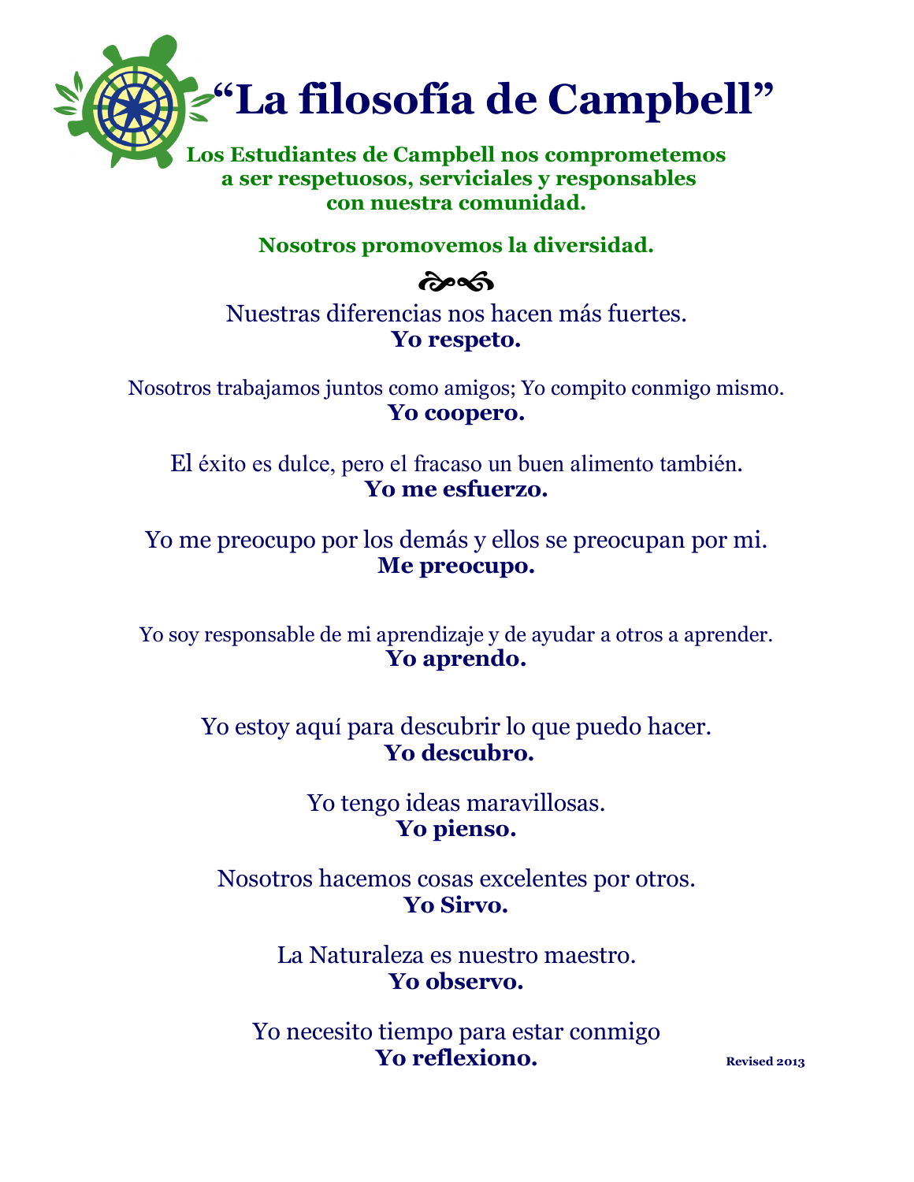# "La filosofía de Campbell"

**Los Estudiantes de Campbell nos comprometemos a ser respetuosos, serviciales y responsables con nuestra comunidad.**

**Nosotros promovemos la diversidad.**

Nuestras diferencias nos hacen más fuertes.
**Yo respeto.**

Nosotros trabajamos juntos como amigos; Yo compito conmigo mismo.
**Yo coopero.**

El éxito es dulce, pero el fracaso un buen alimento también.
**Yo me esfuerzo.**

Yo me preocupo por los demás y ellos se preocupan por mi.
**Me preocupo.**

Yo soy responsable de mi aprendizaje y de ayudar a otros a aprender.
**Yo aprendo.**

Yo estoy aquí para descubrir lo que puedo hacer.
**Yo descubro.**

Yo tengo ideas maravillosas.
**Yo pienso.**

Nosotros hacemos cosas excelentes por otros.
**Yo Sirvo.**

La Naturaleza es nuestro maestro.
**Yo observo.**

Yo necesito tiempo para estar conmigo
**Yo reflexiono.**

Revised 2013